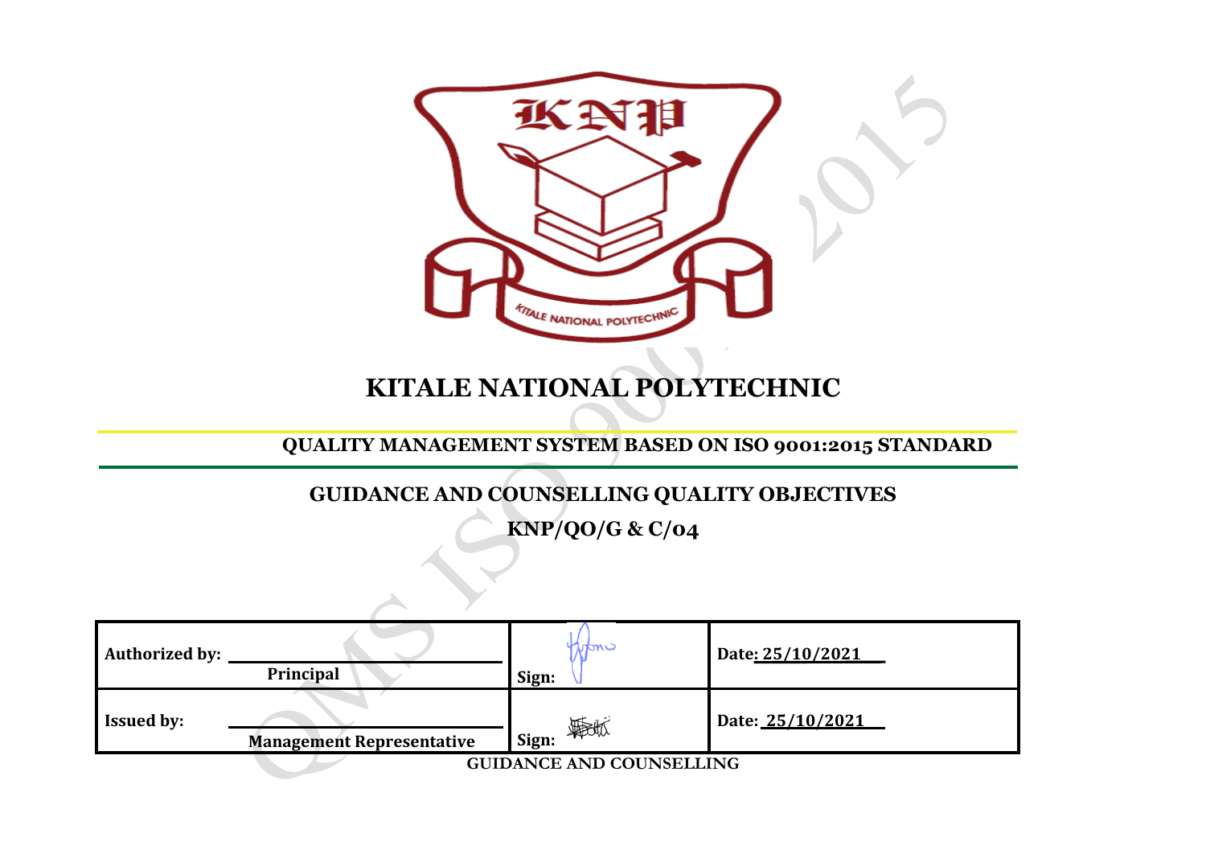# KITALE NATIONAL POLYTECHNIC

**QUALITY MANAGEMENT SYSTEM BASED ON ISO 9001:2015 STANDARD**

## GUIDANCE AND COUNSELLING QUALITY OBJECTIVES

## KNP/QO/G & C/04

| | | |
|---|---|---|
| **Authorized by:** **Principal** | **Sign:** | **Date: 25/10/2021** |
| **Issued by:** **Management Representative** | **Sign:** | **Date: 25/10/2021** |

GUIDANCE AND COUNSELLING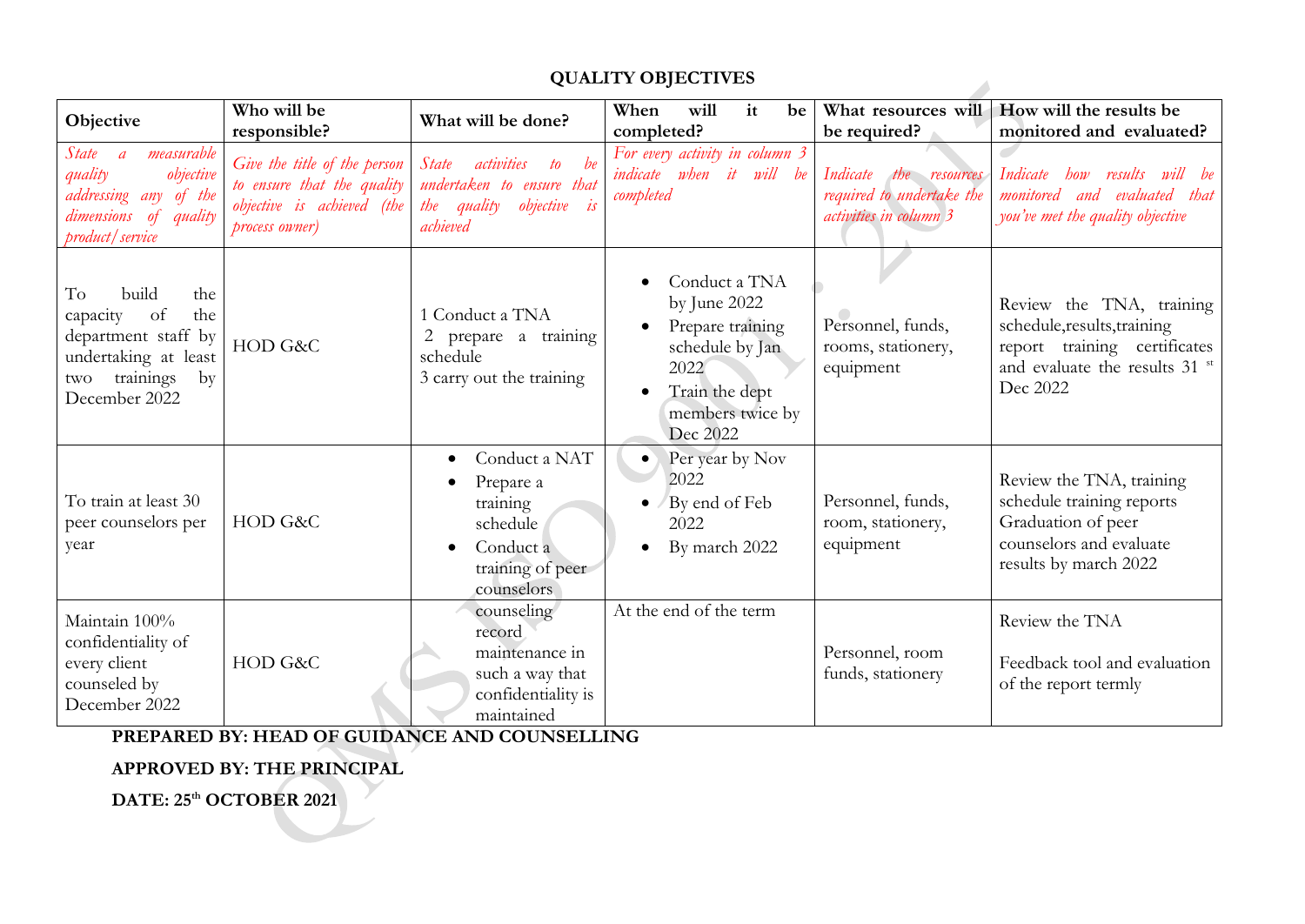**QUALITY OBJECTIVES**

| Objective | Who will be responsible? | What will be done? | When will it be completed? | What resources will be required? | How will the results be monitored and evaluated? |
|---|---|---|---|---|---|
| *State a measurable quality objective addressing any of the dimensions of quality product/service* | *Give the title of the person to ensure that the quality objective is achieved (the process owner)* | *State activities to be undertaken to ensure that the quality objective is achieved* | *For every activity in column 3 indicate when it will be completed* | *Indicate the resources required to undertake the activities in column 3* | *Indicate how results will be monitored and evaluated that you've met the quality objective* |
| To build the capacity of the department staff by undertaking at least two trainings by December 2022 | HOD G&C | 1 Conduct a TNA<br>2 prepare a training schedule<br>3 carry out the training | • Conduct a TNA by June 2022<br>• Prepare training schedule by Jan 2022<br>• Train the dept members twice by Dec 2022 | Personnel, funds, rooms, stationery, equipment | Review the TNA, training schedule,results,training report training certificates and evaluate the results 31 st Dec 2022 |
| To train at least 30 peer counselors per year | HOD G&C | • Conduct a NAT<br>• Prepare a training schedule<br>• Conduct a training of peer counselors | • Per year by Nov 2022<br>• By end of Feb 2022<br>• By march 2022 | Personnel, funds, room, stationery, equipment | Review the TNA, training schedule training reports Graduation of peer counselors and evaluate results by march 2022 |
| Maintain 100% confidentiality of every client counseled by December 2022 | HOD G&C | counseling record maintenance in such a way that confidentiality is maintained | At the end of the term | Personnel, room funds, stationery | Review the TNA<br><br>Feedback tool and evaluation of the report termly |

**PREPARED BY: HEAD OF GUIDANCE AND COUNSELLING**

**APPROVED BY: THE PRINCIPAL**

**DATE: 25th OCTOBER 2021**